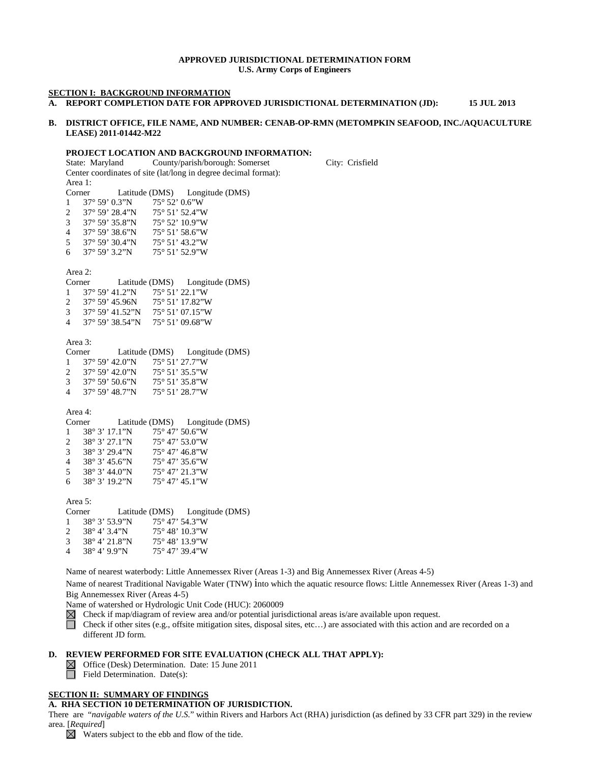**APPROVED JURISDICTIONAL DETERMINATION FORM**
**U.S. Army Corps of Engineers**

## SECTION I: BACKGROUND INFORMATION

**A. REPORT COMPLETION DATE FOR APPROVED JURISDICTIONAL DETERMINATION (JD): 15 JUL 2013**

**B. DISTRICT OFFICE, FILE NAME, AND NUMBER: CENAB-OP-RMN (METOMPKIN SEAFOOD, INC./AQUACULTURE LEASE) 2011-01442-M22**

**PROJECT LOCATION AND BACKGROUND INFORMATION:**

State: Maryland County/parish/borough: Somerset City: Crisfield

Center coordinates of site (lat/long in degree decimal format):

Area 1:

| Corner | Latitude (DMS) | Longitude (DMS) |
|---|---|---|
| 1 | 37° 59' 0.3"N | 75° 52' 0.6"W |
| 2 | 37° 59' 28.4"N | 75° 51' 52.4"W |
| 3 | 37° 59' 35.8"N | 75° 52' 10.9"W |
| 4 | 37° 59' 38.6"N | 75° 51' 58.6"W |
| 5 | 37° 59' 30.4"N | 75° 51' 43.2"W |
| 6 | 37° 59' 3.2"N | 75° 51' 52.9"W |

Area 2:

| Corner | Latitude (DMS) | Longitude (DMS) |
|---|---|---|
| 1 | 37° 59' 41.2"N | 75° 51' 22.1"W |
| 2 | 37° 59' 45.96N | 75° 51' 17.82"W |
| 3 | 37° 59' 41.52"N | 75° 51' 07.15"W |
| 4 | 37° 59' 38.54"N | 75° 51' 09.68"W |

Area 3:

| Corner | Latitude (DMS) | Longitude (DMS) |
|---|---|---|
| 1 | 37° 59' 42.0"N | 75° 51' 27.7"W |
| 2 | 37° 59' 42.0"N | 75° 51' 35.5"W |
| 3 | 37° 59' 50.6"N | 75° 51' 35.8"W |
| 4 | 37° 59' 48.7"N | 75° 51' 28.7"W |

Area 4:

| Corner | Latitude (DMS) | Longitude (DMS) |
|---|---|---|
| 1 | 38° 3' 17.1"N | 75° 47' 50.6"W |
| 2 | 38° 3' 27.1"N | 75° 47' 53.0"W |
| 3 | 38° 3' 29.4"N | 75° 47' 46.8"W |
| 4 | 38° 3' 45.6"N | 75° 47' 35.6"W |
| 5 | 38° 3' 44.0"N | 75° 47' 21.3"W |
| 6 | 38° 3' 19.2"N | 75° 47' 45.1"W |

Area 5:

| Corner | Latitude (DMS) | Longitude (DMS) |
|---|---|---|
| 1 | 38° 3' 53.9"N | 75° 47' 54.3"W |
| 2 | 38° 4' 3.4"N | 75° 48' 10.3"W |
| 3 | 38° 4' 21.8"N | 75° 48' 13.9"W |
| 4 | 38° 4' 9.9"N | 75° 47' 39.4"W |

Name of nearest waterbody: Little Annemessex River (Areas 1-3) and Big Annemessex River (Areas 4-5)

Name of nearest Traditional Navigable Water (TNW) into which the aquatic resource flows: Little Annemessex River (Areas 1-3) and Big Annemessex River (Areas 4-5)

Name of watershed or Hydrologic Unit Code (HUC): 2060009

☒ Check if map/diagram of review area and/or potential jurisdictional areas is/are available upon request.

☐ Check if other sites (e.g., offsite mitigation sites, disposal sites, etc…) are associated with this action and are recorded on a different JD form.

**D. REVIEW PERFORMED FOR SITE EVALUATION (CHECK ALL THAT APPLY):**

☒ Office (Desk) Determination. Date: 15 June 2011

☐ Field Determination. Date(s):

## SECTION II: SUMMARY OF FINDINGS

**A. RHA SECTION 10 DETERMINATION OF JURISDICTION.**

There are "*navigable waters of the U.S.*" within Rivers and Harbors Act (RHA) jurisdiction (as defined by 33 CFR part 329) in the review area. [*Required*]

☒ Waters subject to the ebb and flow of the tide.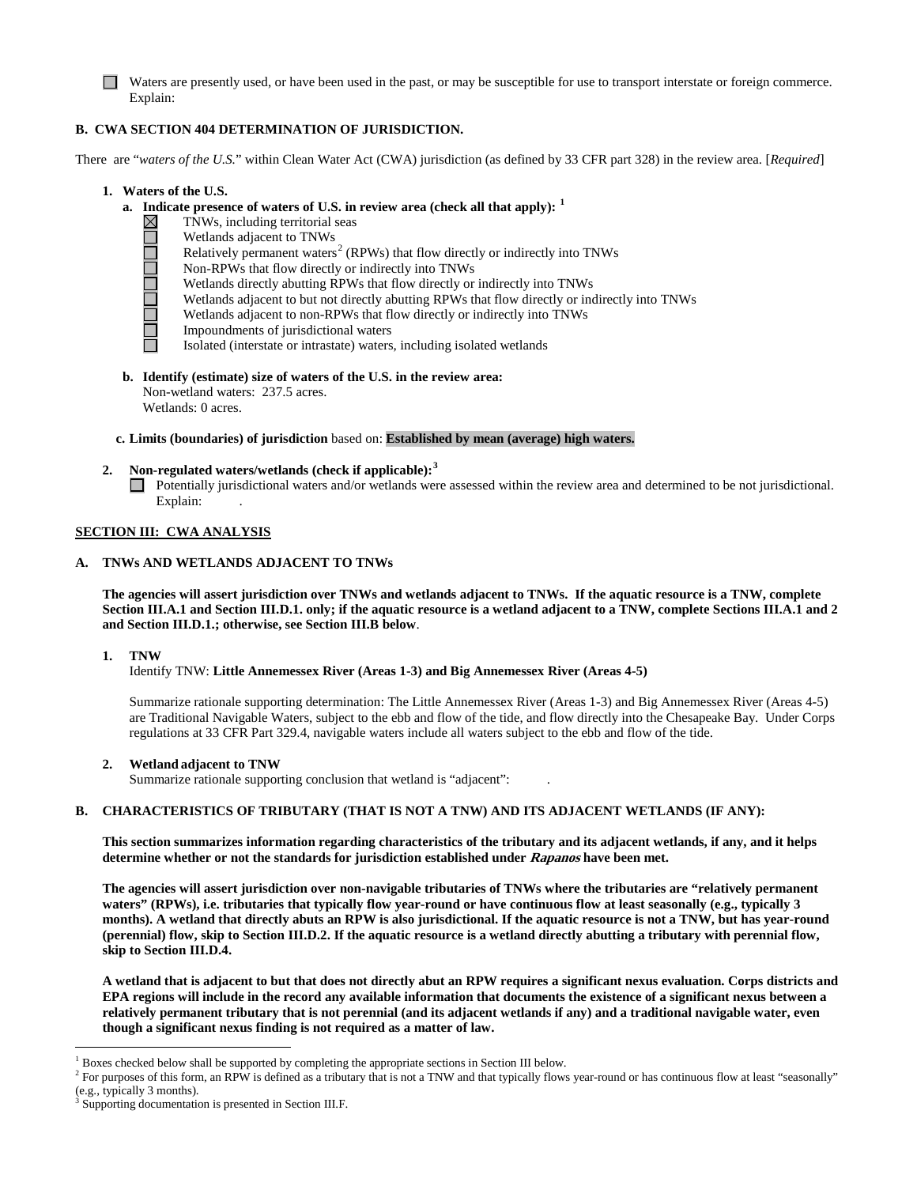☐ Waters are presently used, or have been used in the past, or may be susceptible for use to transport interstate or foreign commerce. Explain:

**B. CWA SECTION 404 DETERMINATION OF JURISDICTION.**

There are "*waters of the U.S.*" within Clean Water Act (CWA) jurisdiction (as defined by 33 CFR part 328) in the review area. [*Required*]

**1. Waters of the U.S.**

**a. Indicate presence of waters of U.S. in review area (check all that apply):** [1]

- ☒ TNWs, including territorial seas
- ☐ Wetlands adjacent to TNWs
- ☐ Relatively permanent waters[2] (RPWs) that flow directly or indirectly into TNWs
- ☐ Non-RPWs that flow directly or indirectly into TNWs
- ☐ Wetlands directly abutting RPWs that flow directly or indirectly into TNWs
- ☐ Wetlands adjacent to but not directly abutting RPWs that flow directly or indirectly into TNWs
- ☐ Wetlands adjacent to non-RPWs that flow directly or indirectly into TNWs
- ☐ Impoundments of jurisdictional waters
- ☐ Isolated (interstate or intrastate) waters, including isolated wetlands

**b. Identify (estimate) size of waters of the U.S. in the review area:**
Non-wetland waters: 237.5 acres.
Wetlands: 0 acres.

**c. Limits (boundaries) of jurisdiction** based on: **Established by mean (average) high waters.**

**2. Non-regulated waters/wetlands (check if applicable):**[3]

☐ Potentially jurisdictional waters and/or wetlands were assessed within the review area and determined to be not jurisdictional. Explain: .

**SECTION III: CWA ANALYSIS**

**A. TNWs AND WETLANDS ADJACENT TO TNWs**

**The agencies will assert jurisdiction over TNWs and wetlands adjacent to TNWs. If the aquatic resource is a TNW, complete Section III.A.1 and Section III.D.1. only; if the aquatic resource is a wetland adjacent to a TNW, complete Sections III.A.1 and 2 and Section III.D.1.; otherwise, see Section III.B below**.

**1. TNW**

Identify TNW: **Little Annemessex River (Areas 1-3) and Big Annemessex River (Areas 4-5)**

Summarize rationale supporting determination: The Little Annemessex River (Areas 1-3) and Big Annemessex River (Areas 4-5) are Traditional Navigable Waters, subject to the ebb and flow of the tide, and flow directly into the Chesapeake Bay. Under Corps regulations at 33 CFR Part 329.4, navigable waters include all waters subject to the ebb and flow of the tide.

**2. Wetland adjacent to TNW**

Summarize rationale supporting conclusion that wetland is "adjacent": .

**B. CHARACTERISTICS OF TRIBUTARY (THAT IS NOT A TNW) AND ITS ADJACENT WETLANDS (IF ANY):**

**This section summarizes information regarding characteristics of the tributary and its adjacent wetlands, if any, and it helps determine whether or not the standards for jurisdiction established under *Rapanos* have been met.**

**The agencies will assert jurisdiction over non-navigable tributaries of TNWs where the tributaries are "relatively permanent waters" (RPWs), i.e. tributaries that typically flow year-round or have continuous flow at least seasonally (e.g., typically 3 months). A wetland that directly abuts an RPW is also jurisdictional. If the aquatic resource is not a TNW, but has year-round (perennial) flow, skip to Section III.D.2. If the aquatic resource is a wetland directly abutting a tributary with perennial flow, skip to Section III.D.4.**

**A wetland that is adjacent to but that does not directly abut an RPW requires a significant nexus evaluation. Corps districts and EPA regions will include in the record any available information that documents the existence of a significant nexus between a relatively permanent tributary that is not perennial (and its adjacent wetlands if any) and a traditional navigable water, even though a significant nexus finding is not required as a matter of law.**

---

[1] Boxes checked below shall be supported by completing the appropriate sections in Section III below.
[2] For purposes of this form, an RPW is defined as a tributary that is not a TNW and that typically flows year-round or has continuous flow at least "seasonally" (e.g., typically 3 months).
[3] Supporting documentation is presented in Section III.F.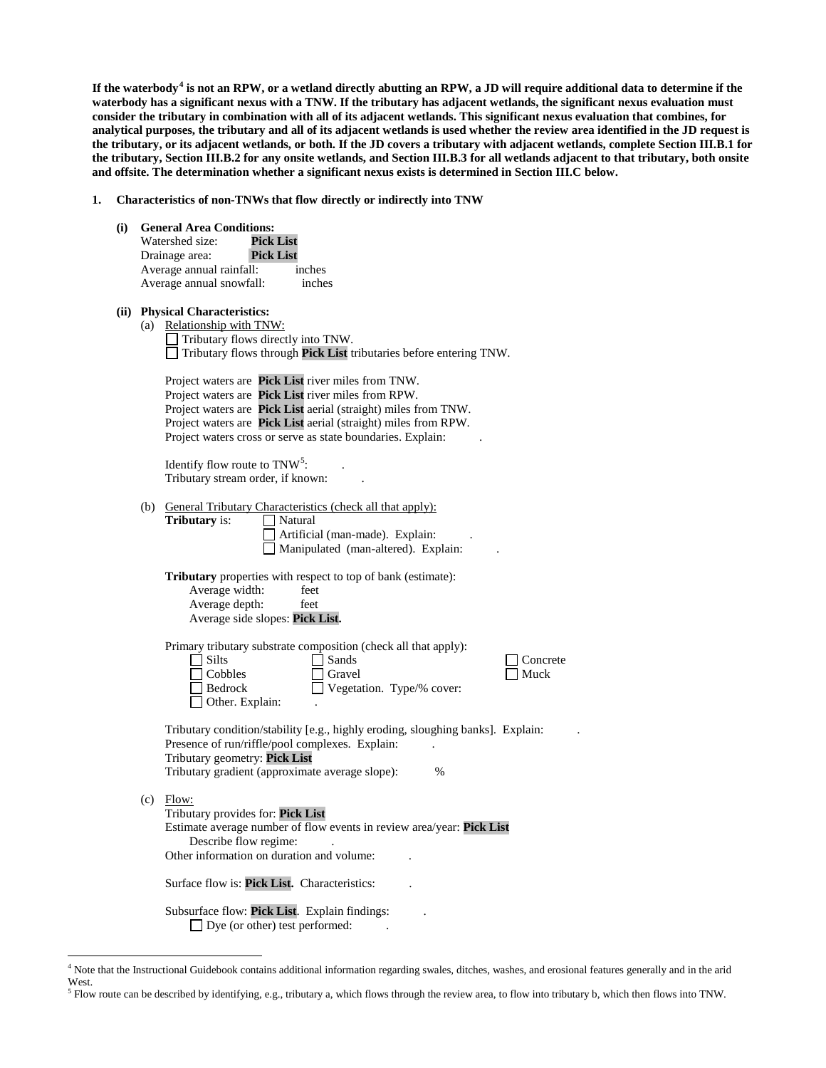**If the waterbody[4] is not an RPW, or a wetland directly abutting an RPW, a JD will require additional data to determine if the waterbody has a significant nexus with a TNW. If the tributary has adjacent wetlands, the significant nexus evaluation must consider the tributary in combination with all of its adjacent wetlands. This significant nexus evaluation that combines, for analytical purposes, the tributary and all of its adjacent wetlands is used whether the review area identified in the JD request is the tributary, or its adjacent wetlands, or both. If the JD covers a tributary with adjacent wetlands, complete Section III.B.1 for the tributary, Section III.B.2 for any onsite wetlands, and Section III.B.3 for all wetlands adjacent to that tributary, both onsite and offsite. The determination whether a significant nexus exists is determined in Section III.C below.**

**1. Characteristics of non-TNWs that flow directly or indirectly into TNW**

**(i) General Area Conditions:**

Watershed size: **Pick List**
Drainage area: **Pick List**
Average annual rainfall: inches
Average annual snowfall: inches

**(ii) Physical Characteristics:**

(a) Relationship with TNW:

☐ Tributary flows directly into TNW.
☐ Tributary flows through **Pick List** tributaries before entering TNW.

Project waters are **Pick List** river miles from TNW.
Project waters are **Pick List** river miles from RPW.
Project waters are **Pick List** aerial (straight) miles from TNW.
Project waters are **Pick List** aerial (straight) miles from RPW.
Project waters cross or serve as state boundaries. Explain: .

Identify flow route to TNW[5]: .
Tributary stream order, if known: .

(b) General Tributary Characteristics (check all that apply):

**Tributary** is: ☐ Natural
☐ Artificial (man-made). Explain: .
☐ Manipulated (man-altered). Explain: .

**Tributary** properties with respect to top of bank (estimate):
Average width: feet
Average depth: feet
Average side slopes: **Pick List.**

Primary tributary substrate composition (check all that apply):

☐ Silts ☐ Sands ☐ Concrete
☐ Cobbles ☐ Gravel ☐ Muck
☐ Bedrock ☐ Vegetation. Type/% cover:
☐ Other. Explain: .

Tributary condition/stability [e.g., highly eroding, sloughing banks]. Explain: .
Presence of run/riffle/pool complexes. Explain: .
Tributary geometry: **Pick List**
Tributary gradient (approximate average slope): %

(c) Flow:

Tributary provides for: **Pick List**
Estimate average number of flow events in review area/year: **Pick List**
Describe flow regime: .
Other information on duration and volume: .

Surface flow is: **Pick List.** Characteristics: .

Subsurface flow: **Pick List**. Explain findings: .
☐ Dye (or other) test performed: .

---

[4] Note that the Instructional Guidebook contains additional information regarding swales, ditches, washes, and erosional features generally and in the arid West.
[5] Flow route can be described by identifying, e.g., tributary a, which flows through the review area, to flow into tributary b, which then flows into TNW.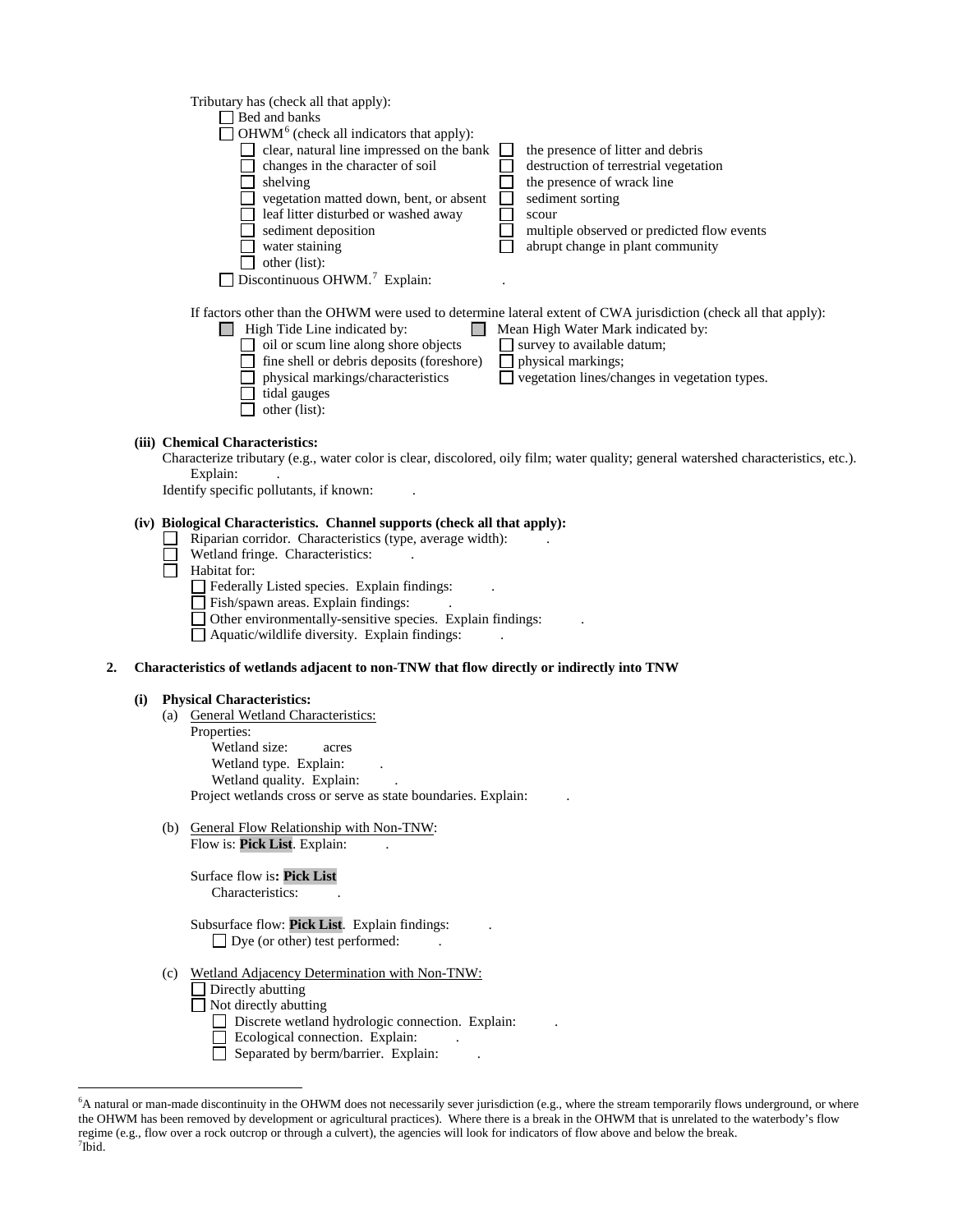Tributary has (check all that apply):

- ☐ Bed and banks
- ☐ OHWM[6] (check all indicators that apply):
  - ☐ clear, natural line impressed on the bank
  - ☐ changes in the character of soil
  - ☐ shelving
  - ☐ vegetation matted down, bent, or absent
  - ☐ leaf litter disturbed or washed away
  - ☐ sediment deposition
  - ☐ water staining
  - ☐ other (list):
  - ☐ the presence of litter and debris
  - ☐ destruction of terrestrial vegetation
  - ☐ the presence of wrack line
  - ☐ sediment sorting
  - ☐ scour
  - ☐ multiple observed or predicted flow events
  - ☐ abrupt change in plant community
- ☐ Discontinuous OHWM.[7] Explain: .

If factors other than the OHWM were used to determine lateral extent of CWA jurisdiction (check all that apply):

- ☐ High Tide Line indicated by:
  - ☐ oil or scum line along shore objects
  - ☐ fine shell or debris deposits (foreshore)
  - ☐ physical markings/characteristics
  - ☐ tidal gauges
  - ☐ other (list):
- ☐ Mean High Water Mark indicated by:
  - ☐ survey to available datum;
  - ☐ physical markings;
  - ☐ vegetation lines/changes in vegetation types.

**(iii) Chemical Characteristics:**

Characterize tributary (e.g., water color is clear, discolored, oily film; water quality; general watershed characteristics, etc.). Explain: .

Identify specific pollutants, if known: .

**(iv) Biological Characteristics. Channel supports (check all that apply):**

- ☐ Riparian corridor. Characteristics (type, average width): .
- ☐ Wetland fringe. Characteristics: .
- ☐ Habitat for:
  - ☐ Federally Listed species. Explain findings: .
  - ☐ Fish/spawn areas. Explain findings: .
  - ☐ Other environmentally-sensitive species. Explain findings: .
  - ☐ Aquatic/wildlife diversity. Explain findings: .

**2. Characteristics of wetlands adjacent to non-TNW that flow directly or indirectly into TNW**

**(i) Physical Characteristics:**

(a) General Wetland Characteristics:

Properties:

Wetland size: acres

Wetland type. Explain: .

Wetland quality. Explain: .

Project wetlands cross or serve as state boundaries. Explain: .

(b) General Flow Relationship with Non-TNW:

Flow is: **Pick List**. Explain: .

Surface flow is**: Pick List**

Characteristics: .

Subsurface flow: **Pick List**. Explain findings: .

☐ Dye (or other) test performed: .

(c) Wetland Adjacency Determination with Non-TNW:

- ☐ Directly abutting
- ☐ Not directly abutting
  - ☐ Discrete wetland hydrologic connection. Explain: .
  - ☐ Ecological connection. Explain: .
  - ☐ Separated by berm/barrier. Explain: .

---

[6]A natural or man-made discontinuity in the OHWM does not necessarily sever jurisdiction (e.g., where the stream temporarily flows underground, or where the OHWM has been removed by development or agricultural practices). Where there is a break in the OHWM that is unrelated to the waterbody's flow regime (e.g., flow over a rock outcrop or through a culvert), the agencies will look for indicators of flow above and below the break.

[7]Ibid.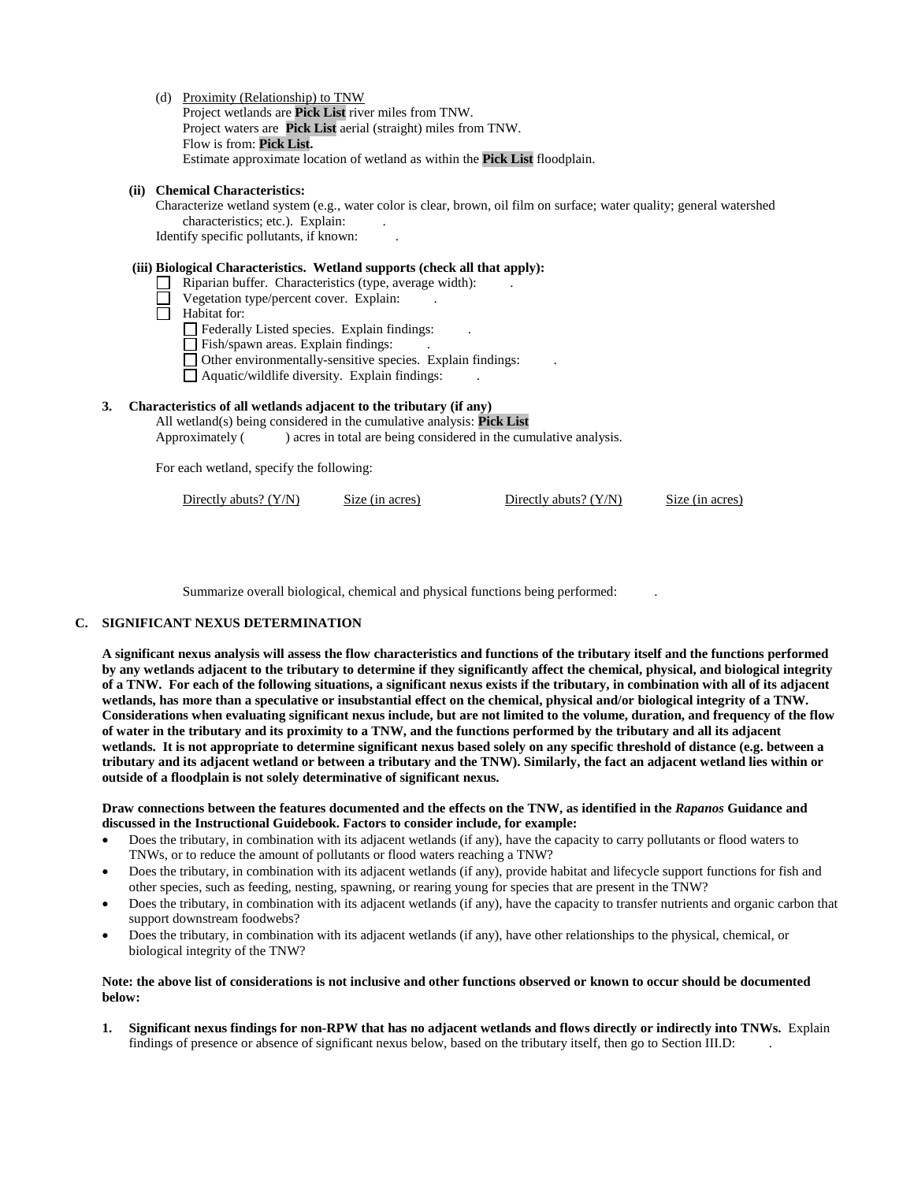(d) Proximity (Relationship) to TNW
Project wetlands are **Pick List** river miles from TNW.
Project waters are **Pick List** aerial (straight) miles from TNW.
Flow is from: **Pick List.**
Estimate approximate location of wetland as within the **Pick List** floodplain.

**(ii) Chemical Characteristics:**

Characterize wetland system (e.g., water color is clear, brown, oil film on surface; water quality; general watershed characteristics; etc.). Explain: .
Identify specific pollutants, if known: .

**(iii) Biological Characteristics. Wetland supports (check all that apply):**

- ☐ Riparian buffer. Characteristics (type, average width): .
- ☐ Vegetation type/percent cover. Explain: .
- ☐ Habitat for:
  - ☐ Federally Listed species. Explain findings: .
  - ☐ Fish/spawn areas. Explain findings: .
  - ☐ Other environmentally-sensitive species. Explain findings: .
  - ☐ Aquatic/wildlife diversity. Explain findings: .

**3. Characteristics of all wetlands adjacent to the tributary (if any)**

All wetland(s) being considered in the cumulative analysis: **Pick List**
Approximately ( ) acres in total are being considered in the cumulative analysis.

For each wetland, specify the following:

| Directly abuts? (Y/N) | Size (in acres) | Directly abuts? (Y/N) | Size (in acres) |
|---|---|---|---|

Summarize overall biological, chemical and physical functions being performed: .

**C. SIGNIFICANT NEXUS DETERMINATION**

**A significant nexus analysis will assess the flow characteristics and functions of the tributary itself and the functions performed by any wetlands adjacent to the tributary to determine if they significantly affect the chemical, physical, and biological integrity of a TNW. For each of the following situations, a significant nexus exists if the tributary, in combination with all of its adjacent wetlands, has more than a speculative or insubstantial effect on the chemical, physical and/or biological integrity of a TNW. Considerations when evaluating significant nexus include, but are not limited to the volume, duration, and frequency of the flow of water in the tributary and its proximity to a TNW, and the functions performed by the tributary and all its adjacent wetlands. It is not appropriate to determine significant nexus based solely on any specific threshold of distance (e.g. between a tributary and its adjacent wetland or between a tributary and the TNW). Similarly, the fact an adjacent wetland lies within or outside of a floodplain is not solely determinative of significant nexus.**

**Draw connections between the features documented and the effects on the TNW, as identified in the *Rapanos* Guidance and discussed in the Instructional Guidebook. Factors to consider include, for example:**

- Does the tributary, in combination with its adjacent wetlands (if any), have the capacity to carry pollutants or flood waters to TNWs, or to reduce the amount of pollutants or flood waters reaching a TNW?
- Does the tributary, in combination with its adjacent wetlands (if any), provide habitat and lifecycle support functions for fish and other species, such as feeding, nesting, spawning, or rearing young for species that are present in the TNW?
- Does the tributary, in combination with its adjacent wetlands (if any), have the capacity to transfer nutrients and organic carbon that support downstream foodwebs?
- Does the tributary, in combination with its adjacent wetlands (if any), have other relationships to the physical, chemical, or biological integrity of the TNW?

**Note: the above list of considerations is not inclusive and other functions observed or known to occur should be documented below:**

1. **Significant nexus findings for non-RPW that has no adjacent wetlands and flows directly or indirectly into TNWs.** Explain findings of presence or absence of significant nexus below, based on the tributary itself, then go to Section III.D: .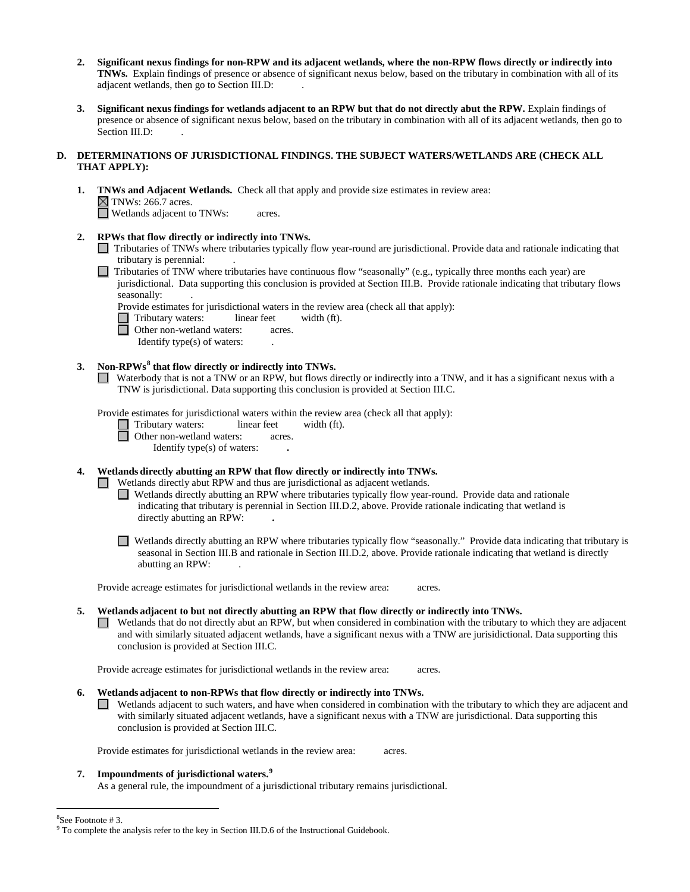2. **Significant nexus findings for non-RPW and its adjacent wetlands, where the non-RPW flows directly or indirectly into TNWs.** Explain findings of presence or absence of significant nexus below, based on the tributary in combination with all of its adjacent wetlands, then go to Section III.D: .

3. **Significant nexus findings for wetlands adjacent to an RPW but that do not directly abut the RPW.** Explain findings of presence or absence of significant nexus below, based on the tributary in combination with all of its adjacent wetlands, then go to Section III.D: .

**D. DETERMINATIONS OF JURISDICTIONAL FINDINGS. THE SUBJECT WATERS/WETLANDS ARE (CHECK ALL THAT APPLY):**

1. **TNWs and Adjacent Wetlands.** Check all that apply and provide size estimates in review area:
   - ☒ TNWs: 266.7 acres.
   - ☐ Wetlands adjacent to TNWs: acres.

2. **RPWs that flow directly or indirectly into TNWs.**
   - ☐ Tributaries of TNWs where tributaries typically flow year-round are jurisdictional. Provide data and rationale indicating that tributary is perennial: .
   - ☐ Tributaries of TNW where tributaries have continuous flow "seasonally" (e.g., typically three months each year) are jurisdictional. Data supporting this conclusion is provided at Section III.B. Provide rationale indicating that tributary flows seasonally: .

   Provide estimates for jurisdictional waters in the review area (check all that apply):
   - ☐ Tributary waters: linear feet width (ft).
   - ☐ Other non-wetland waters: acres.
     Identify type(s) of waters: .

3. **Non-RPWs[8] that flow directly or indirectly into TNWs.**
   - ☐ Waterbody that is not a TNW or an RPW, but flows directly or indirectly into a TNW, and it has a significant nexus with a TNW is jurisdictional. Data supporting this conclusion is provided at Section III.C.

   Provide estimates for jurisdictional waters within the review area (check all that apply):
   - ☐ Tributary waters: linear feet width (ft).
   - ☐ Other non-wetland waters: acres.
     Identify type(s) of waters: **.**

4. **Wetlands directly abutting an RPW that flow directly or indirectly into TNWs.**
   - ☐ Wetlands directly abut RPW and thus are jurisdictional as adjacent wetlands.
     - ☐ Wetlands directly abutting an RPW where tributaries typically flow year-round. Provide data and rationale indicating that tributary is perennial in Section III.D.2, above. Provide rationale indicating that wetland is directly abutting an RPW: **.**
     - ☐ Wetlands directly abutting an RPW where tributaries typically flow "seasonally." Provide data indicating that tributary is seasonal in Section III.B and rationale in Section III.D.2, above. Provide rationale indicating that wetland is directly abutting an RPW: .

   Provide acreage estimates for jurisdictional wetlands in the review area: acres.

5. **Wetlands adjacent to but not directly abutting an RPW that flow directly or indirectly into TNWs.**
   - ☐ Wetlands that do not directly abut an RPW, but when considered in combination with the tributary to which they are adjacent and with similarly situated adjacent wetlands, have a significant nexus with a TNW are jurisidictional. Data supporting this conclusion is provided at Section III.C.

   Provide acreage estimates for jurisdictional wetlands in the review area: acres.

6. **Wetlands adjacent to non-RPWs that flow directly or indirectly into TNWs.**
   - ☐ Wetlands adjacent to such waters, and have when considered in combination with the tributary to which they are adjacent and with similarly situated adjacent wetlands, have a significant nexus with a TNW are jurisdictional. Data supporting this conclusion is provided at Section III.C.

   Provide estimates for jurisdictional wetlands in the review area: acres.

7. **Impoundments of jurisdictional waters.[9]**
   As a general rule, the impoundment of a jurisdictional tributary remains jurisdictional.

---

[8] See Footnote # 3.
[9] To complete the analysis refer to the key in Section III.D.6 of the Instructional Guidebook.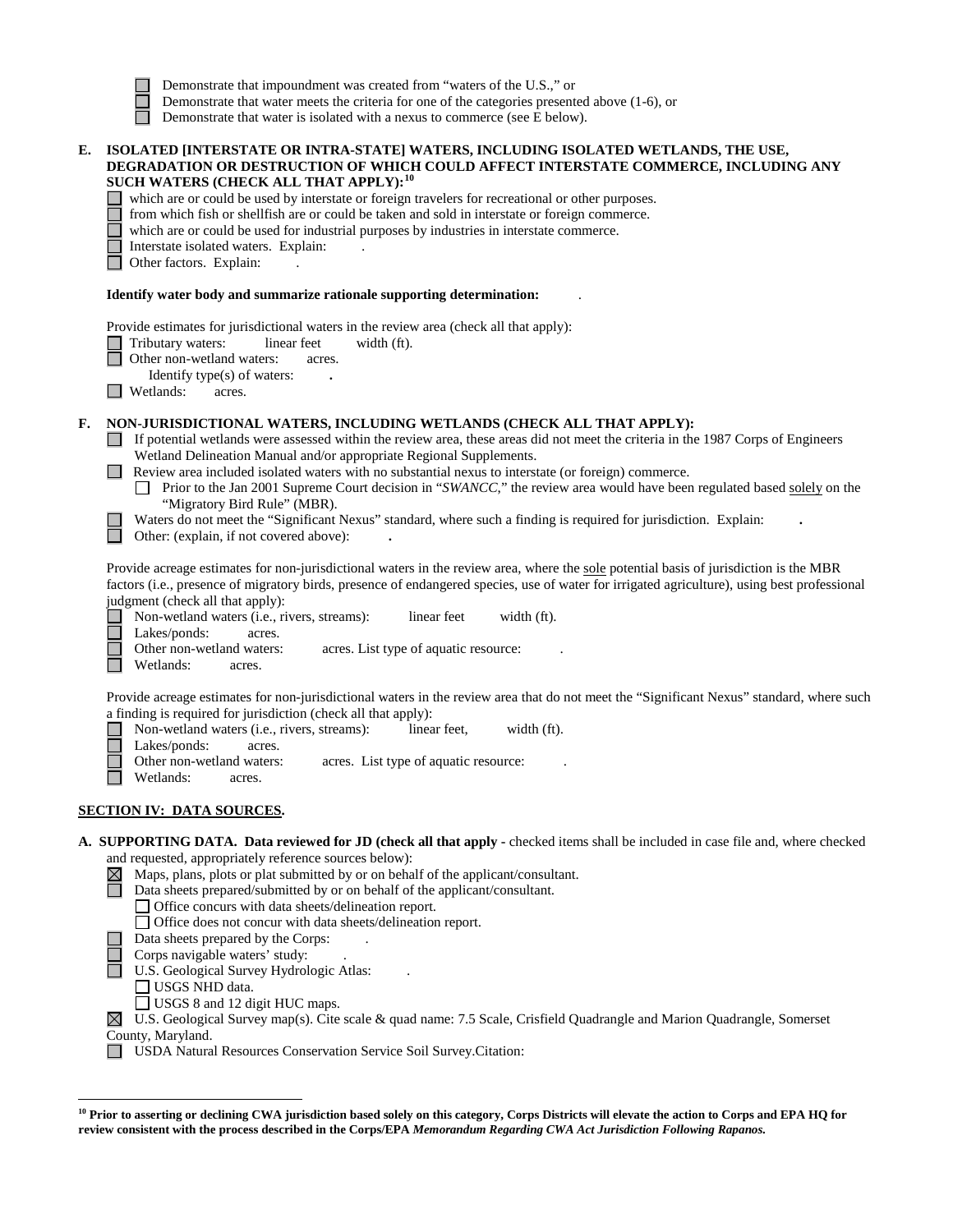☐ Demonstrate that impoundment was created from "waters of the U.S.," or
☐ Demonstrate that water meets the criteria for one of the categories presented above (1-6), or
☐ Demonstrate that water is isolated with a nexus to commerce (see E below).

**E. ISOLATED [INTERSTATE OR INTRA-STATE] WATERS, INCLUDING ISOLATED WETLANDS, THE USE, DEGRADATION OR DESTRUCTION OF WHICH COULD AFFECT INTERSTATE COMMERCE, INCLUDING ANY SUCH WATERS (CHECK ALL THAT APPLY):[10]**

☐ which are or could be used by interstate or foreign travelers for recreational or other purposes.
☐ from which fish or shellfish are or could be taken and sold in interstate or foreign commerce.
☐ which are or could be used for industrial purposes by industries in interstate commerce.
☐ Interstate isolated waters. Explain: .
☐ Other factors. Explain: .

**Identify water body and summarize rationale supporting determination:** .

Provide estimates for jurisdictional waters in the review area (check all that apply):
☐ Tributary waters: linear feet width (ft).
☐ Other non-wetland waters: acres.
Identify type(s) of waters: **.**
☐ Wetlands: acres.

**F. NON-JURISDICTIONAL WATERS, INCLUDING WETLANDS (CHECK ALL THAT APPLY):**

☐ If potential wetlands were assessed within the review area, these areas did not meet the criteria in the 1987 Corps of Engineers Wetland Delineation Manual and/or appropriate Regional Supplements.
☐ Review area included isolated waters with no substantial nexus to interstate (or foreign) commerce.
☐ Prior to the Jan 2001 Supreme Court decision in "*SWANCC*," the review area would have been regulated based solely on the "Migratory Bird Rule" (MBR).
☐ Waters do not meet the "Significant Nexus" standard, where such a finding is required for jurisdiction. Explain: **.**
☐ Other: (explain, if not covered above): **.**

Provide acreage estimates for non-jurisdictional waters in the review area, where the sole potential basis of jurisdiction is the MBR factors (i.e., presence of migratory birds, presence of endangered species, use of water for irrigated agriculture), using best professional judgment (check all that apply):
☐ Non-wetland waters (i.e., rivers, streams): linear feet width (ft).
☐ Lakes/ponds: acres.
☐ Other non-wetland waters: acres. List type of aquatic resource: .
☐ Wetlands: acres.

Provide acreage estimates for non-jurisdictional waters in the review area that do not meet the "Significant Nexus" standard, where such a finding is required for jurisdiction (check all that apply):
☐ Non-wetland waters (i.e., rivers, streams): linear feet, width (ft).
☐ Lakes/ponds: acres.
☐ Other non-wetland waters: acres. List type of aquatic resource: .
☐ Wetlands: acres.

## SECTION IV: DATA SOURCES.

**A. SUPPORTING DATA. Data reviewed for JD (check all that apply -** checked items shall be included in case file and, where checked and requested, appropriately reference sources below):

☒ Maps, plans, plots or plat submitted by or on behalf of the applicant/consultant.
☐ Data sheets prepared/submitted by or on behalf of the applicant/consultant.
☐ Office concurs with data sheets/delineation report.
☐ Office does not concur with data sheets/delineation report.
☐ Data sheets prepared by the Corps: .
☐ Corps navigable waters' study: .
☐ U.S. Geological Survey Hydrologic Atlas: .
☐ USGS NHD data.
☐ USGS 8 and 12 digit HUC maps.
☒ U.S. Geological Survey map(s). Cite scale & quad name: 7.5 Scale, Crisfield Quadrangle and Marion Quadrangle, Somerset County, Maryland.
☐ USDA Natural Resources Conservation Service Soil Survey.Citation:

---

**[10] Prior to asserting or declining CWA jurisdiction based solely on this category, Corps Districts will elevate the action to Corps and EPA HQ for review consistent with the process described in the Corps/EPA *Memorandum Regarding CWA Act Jurisdiction Following Rapanos.***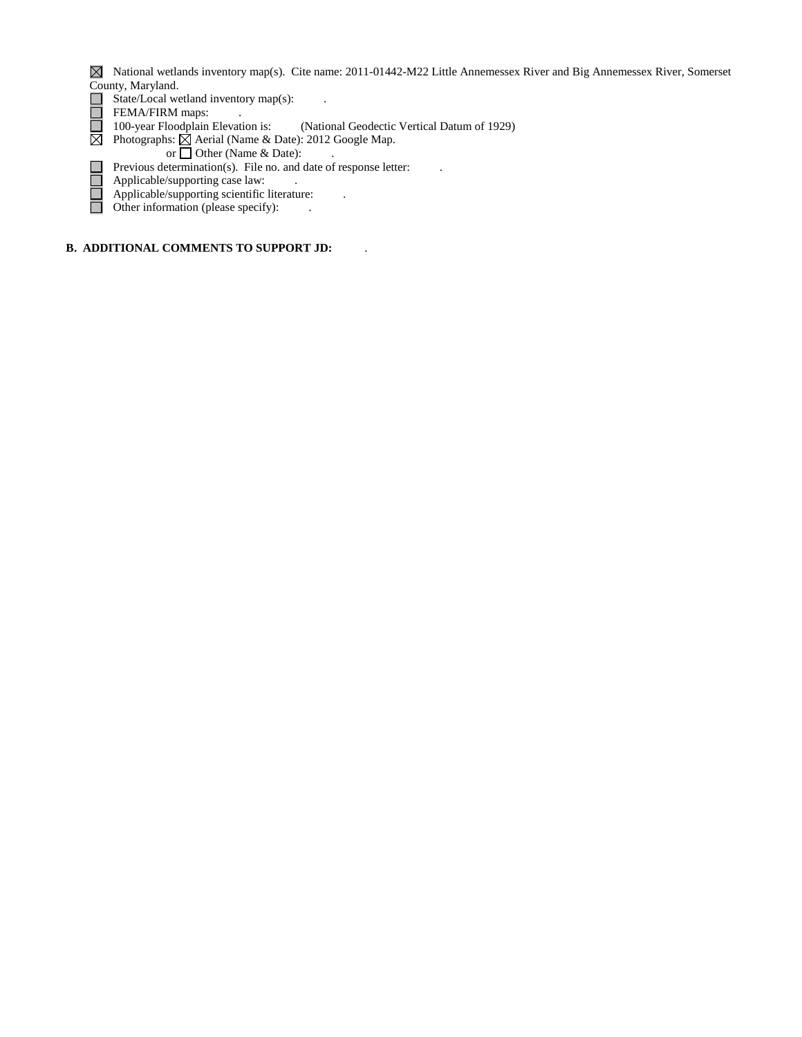☒ National wetlands inventory map(s). Cite name: 2011-01442-M22 Little Annemessex River and Big Annemessex River, Somerset County, Maryland.
☐ State/Local wetland inventory map(s): .
☐ FEMA/FIRM maps: .
☐ 100-year Floodplain Elevation is: (National Geodectic Vertical Datum of 1929)
☒ Photographs: ☒ Aerial (Name & Date): 2012 Google Map.
or ☐ Other (Name & Date): .
☐ Previous determination(s). File no. and date of response letter: .
☐ Applicable/supporting case law: .
☐ Applicable/supporting scientific literature: .
☐ Other information (please specify): .

**B. ADDITIONAL COMMENTS TO SUPPORT JD:** .